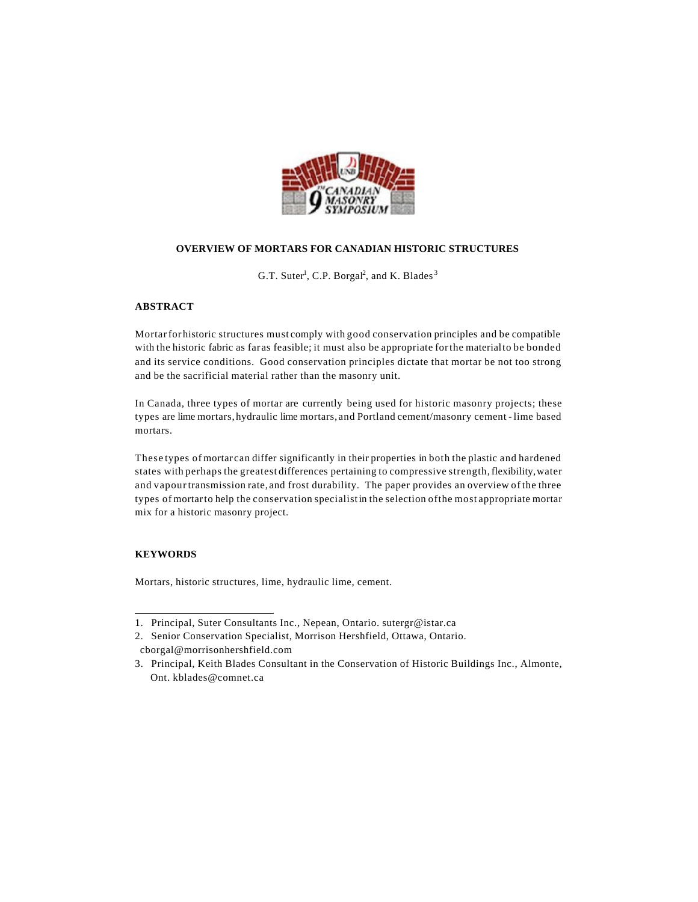# OVERVIEW OF MORTARS FOR CANADIAN HISTORIC STRUCTURES

G.T. Suter[1], C.P. Borgal[2], and K. Blades[3]

## ABSTRACT

Mortar for historic structures must comply with good conservation principles and be compatible with the historic fabric as far as feasible; it must also be appropriate for the material to be bonded and its service conditions. Good conservation principles dictate that mortar be not too strong and be the sacrificial material rather than the masonry unit.

In Canada, three types of mortar are currently being used for historic masonry projects; these types are lime mortars, hydraulic lime mortars, and Portland cement/masonry cement - lime based mortars.

These types of mortar can differ significantly in their properties in both the plastic and hardened states with perhaps the greatest differences pertaining to compressive strength, flexibility, water and vapour transmission rate, and frost durability. The paper provides an overview of the three types of mortar to help the conservation specialist in the selection of the most appropriate mortar mix for a historic masonry project.

## KEYWORDS

Mortars, historic structures, lime, hydraulic lime, cement.

---

1. Principal, Suter Consultants Inc., Nepean, Ontario. sutergr@istar.ca
2. Senior Conservation Specialist, Morrison Hershfield, Ottawa, Ontario. cborgal@morrisonhershfield.com
3. Principal, Keith Blades Consultant in the Conservation of Historic Buildings Inc., Almonte, Ont. kblades@comnet.ca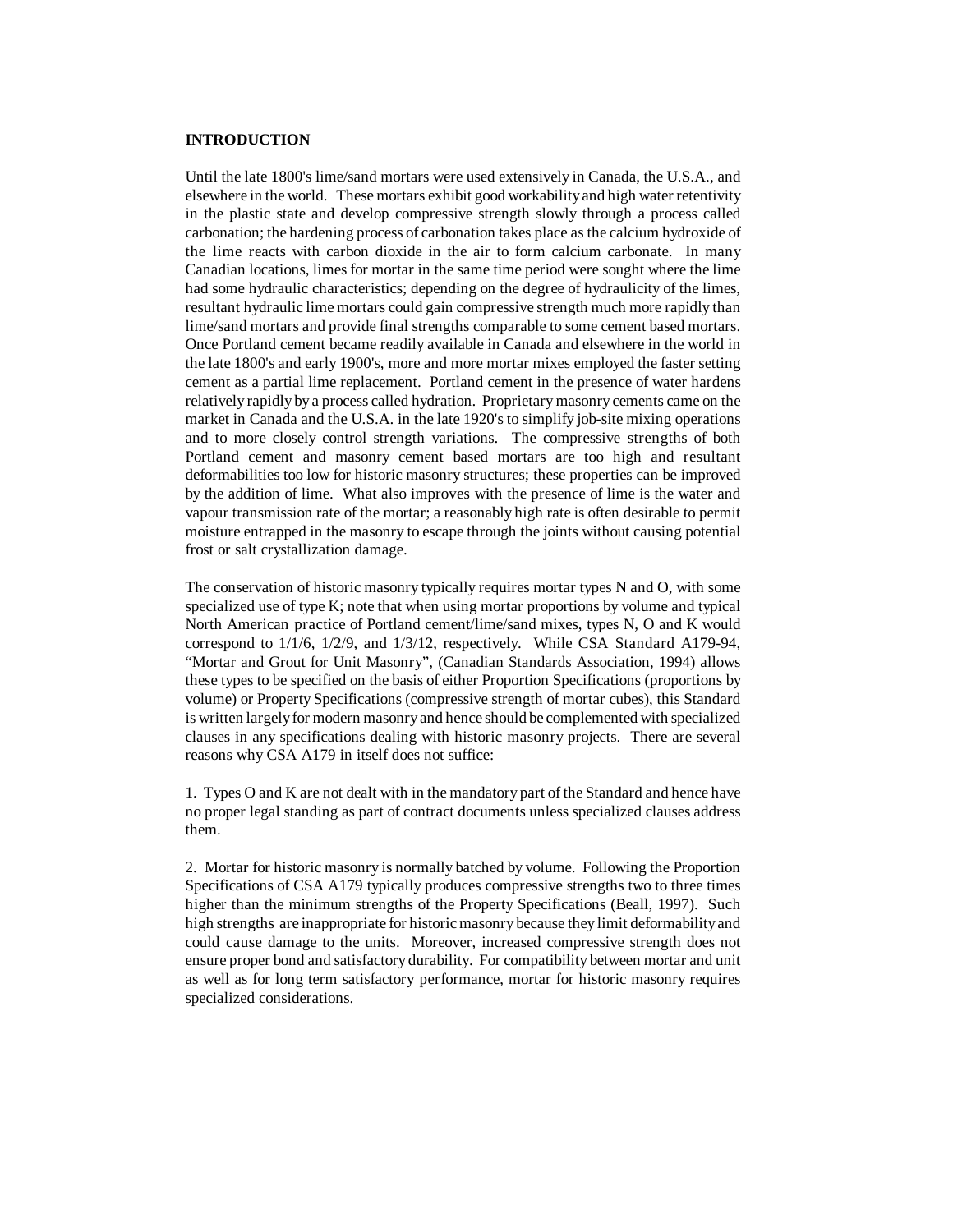## INTRODUCTION

Until the late 1800's lime/sand mortars were used extensively in Canada, the U.S.A., and elsewhere in the world. These mortars exhibit good workability and high water retentivity in the plastic state and develop compressive strength slowly through a process called carbonation; the hardening process of carbonation takes place as the calcium hydroxide of the lime reacts with carbon dioxide in the air to form calcium carbonate. In many Canadian locations, limes for mortar in the same time period were sought where the lime had some hydraulic characteristics; depending on the degree of hydraulicity of the limes, resultant hydraulic lime mortars could gain compressive strength much more rapidly than lime/sand mortars and provide final strengths comparable to some cement based mortars. Once Portland cement became readily available in Canada and elsewhere in the world in the late 1800's and early 1900's, more and more mortar mixes employed the faster setting cement as a partial lime replacement. Portland cement in the presence of water hardens relatively rapidly by a process called hydration. Proprietary masonry cements came on the market in Canada and the U.S.A. in the late 1920's to simplify job-site mixing operations and to more closely control strength variations. The compressive strengths of both Portland cement and masonry cement based mortars are too high and resultant deformabilities too low for historic masonry structures; these properties can be improved by the addition of lime. What also improves with the presence of lime is the water and vapour transmission rate of the mortar; a reasonably high rate is often desirable to permit moisture entrapped in the masonry to escape through the joints without causing potential frost or salt crystallization damage.

The conservation of historic masonry typically requires mortar types N and O, with some specialized use of type K; note that when using mortar proportions by volume and typical North American practice of Portland cement/lime/sand mixes, types N, O and K would correspond to 1/1/6, 1/2/9, and 1/3/12, respectively. While CSA Standard A179-94, "Mortar and Grout for Unit Masonry", (Canadian Standards Association, 1994) allows these types to be specified on the basis of either Proportion Specifications (proportions by volume) or Property Specifications (compressive strength of mortar cubes), this Standard is written largely for modern masonry and hence should be complemented with specialized clauses in any specifications dealing with historic masonry projects. There are several reasons why CSA A179 in itself does not suffice:

1. Types O and K are not dealt with in the mandatory part of the Standard and hence have no proper legal standing as part of contract documents unless specialized clauses address them.

2. Mortar for historic masonry is normally batched by volume. Following the Proportion Specifications of CSA A179 typically produces compressive strengths two to three times higher than the minimum strengths of the Property Specifications (Beall, 1997). Such high strengths are inappropriate for historic masonry because they limit deformability and could cause damage to the units. Moreover, increased compressive strength does not ensure proper bond and satisfactory durability. For compatibility between mortar and unit as well as for long term satisfactory performance, mortar for historic masonry requires specialized considerations.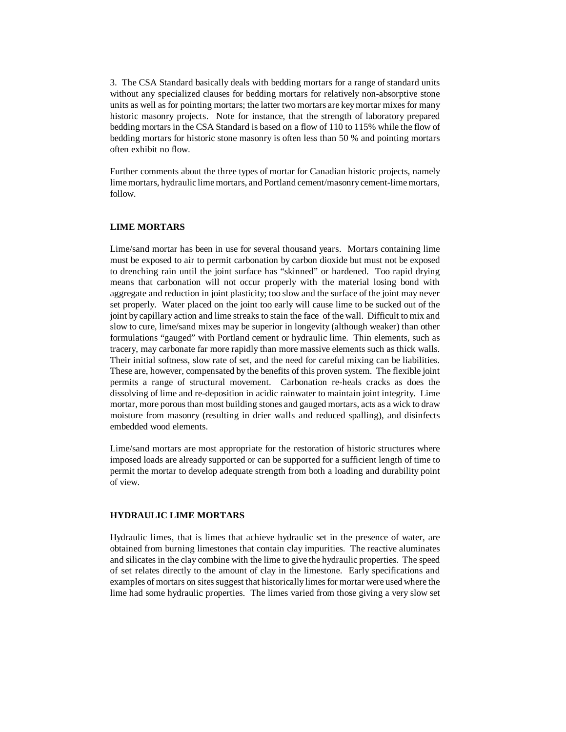3. The CSA Standard basically deals with bedding mortars for a range of standard units without any specialized clauses for bedding mortars for relatively non-absorptive stone units as well as for pointing mortars; the latter two mortars are key mortar mixes for many historic masonry projects. Note for instance, that the strength of laboratory prepared bedding mortars in the CSA Standard is based on a flow of 110 to 115% while the flow of bedding mortars for historic stone masonry is often less than 50 % and pointing mortars often exhibit no flow.

Further comments about the three types of mortar for Canadian historic projects, namely lime mortars, hydraulic lime mortars, and Portland cement/masonry cement-lime mortars, follow.

**LIME MORTARS**

Lime/sand mortar has been in use for several thousand years. Mortars containing lime must be exposed to air to permit carbonation by carbon dioxide but must not be exposed to drenching rain until the joint surface has "skinned" or hardened. Too rapid drying means that carbonation will not occur properly with the material losing bond with aggregate and reduction in joint plasticity; too slow and the surface of the joint may never set properly. Water placed on the joint too early will cause lime to be sucked out of the joint by capillary action and lime streaks to stain the face of the wall. Difficult to mix and slow to cure, lime/sand mixes may be superior in longevity (although weaker) than other formulations "gauged" with Portland cement or hydraulic lime. Thin elements, such as tracery, may carbonate far more rapidly than more massive elements such as thick walls. Their initial softness, slow rate of set, and the need for careful mixing can be liabilities. These are, however, compensated by the benefits of this proven system. The flexible joint permits a range of structural movement. Carbonation re-heals cracks as does the dissolving of lime and re-deposition in acidic rainwater to maintain joint integrity. Lime mortar, more porous than most building stones and gauged mortars, acts as a wick to draw moisture from masonry (resulting in drier walls and reduced spalling), and disinfects embedded wood elements.

Lime/sand mortars are most appropriate for the restoration of historic structures where imposed loads are already supported or can be supported for a sufficient length of time to permit the mortar to develop adequate strength from both a loading and durability point of view.

**HYDRAULIC LIME MORTARS**

Hydraulic limes, that is limes that achieve hydraulic set in the presence of water, are obtained from burning limestones that contain clay impurities. The reactive aluminates and silicates in the clay combine with the lime to give the hydraulic properties. The speed of set relates directly to the amount of clay in the limestone. Early specifications and examples of mortars on sites suggest that historically limes for mortar were used where the lime had some hydraulic properties. The limes varied from those giving a very slow set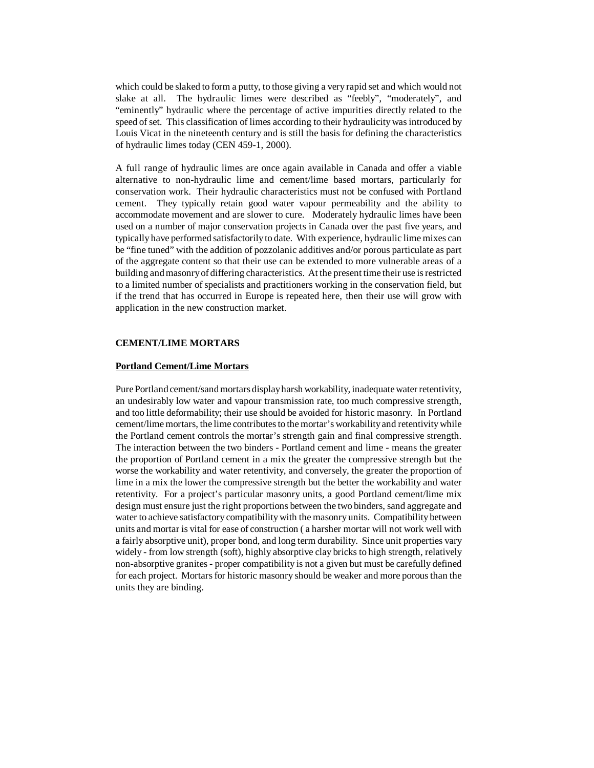which could be slaked to form a putty, to those giving a very rapid set and which would not slake at all. The hydraulic limes were described as "feebly", "moderately", and "eminently" hydraulic where the percentage of active impurities directly related to the speed of set. This classification of limes according to their hydraulicity was introduced by Louis Vicat in the nineteenth century and is still the basis for defining the characteristics of hydraulic limes today (CEN 459-1, 2000).

A full range of hydraulic limes are once again available in Canada and offer a viable alternative to non-hydraulic lime and cement/lime based mortars, particularly for conservation work. Their hydraulic characteristics must not be confused with Portland cement. They typically retain good water vapour permeability and the ability to accommodate movement and are slower to cure. Moderately hydraulic limes have been used on a number of major conservation projects in Canada over the past five years, and typically have performed satisfactorily to date. With experience, hydraulic lime mixes can be "fine tuned" with the addition of pozzolanic additives and/or porous particulate as part of the aggregate content so that their use can be extended to more vulnerable areas of a building and masonry of differing characteristics. At the present time their use is restricted to a limited number of specialists and practitioners working in the conservation field, but if the trend that has occurred in Europe is repeated here, then their use will grow with application in the new construction market.

## CEMENT/LIME MORTARS

### Portland Cement/Lime Mortars

Pure Portland cement/sand mortars display harsh workability, inadequate water retentivity, an undesirably low water and vapour transmission rate, too much compressive strength, and too little deformability; their use should be avoided for historic masonry. In Portland cement/lime mortars, the lime contributes to the mortar's workability and retentivity while the Portland cement controls the mortar's strength gain and final compressive strength. The interaction between the two binders - Portland cement and lime - means the greater the proportion of Portland cement in a mix the greater the compressive strength but the worse the workability and water retentivity, and conversely, the greater the proportion of lime in a mix the lower the compressive strength but the better the workability and water retentivity. For a project's particular masonry units, a good Portland cement/lime mix design must ensure just the right proportions between the two binders, sand aggregate and water to achieve satisfactory compatibility with the masonry units. Compatibility between units and mortar is vital for ease of construction ( a harsher mortar will not work well with a fairly absorptive unit), proper bond, and long term durability. Since unit properties vary widely - from low strength (soft), highly absorptive clay bricks to high strength, relatively non-absorptive granites - proper compatibility is not a given but must be carefully defined for each project. Mortars for historic masonry should be weaker and more porous than the units they are binding.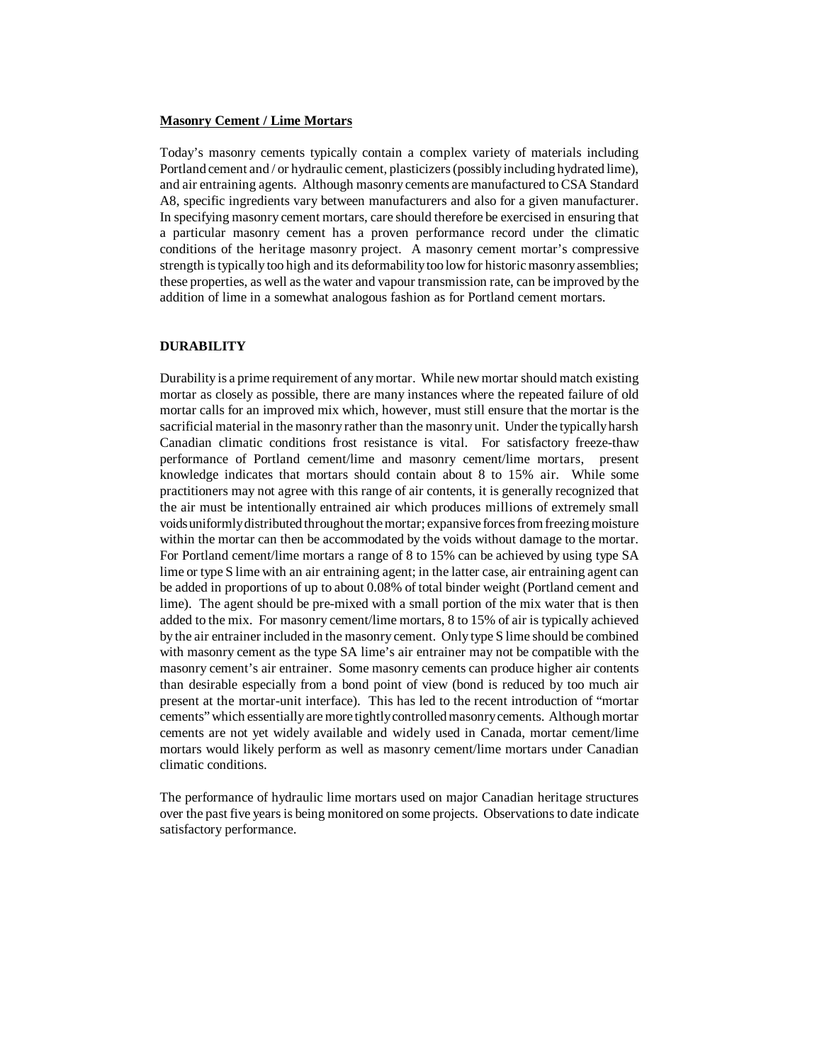**Masonry Cement / Lime Mortars**

Today's masonry cements typically contain a complex variety of materials including Portland cement and / or hydraulic cement, plasticizers (possibly including hydrated lime), and air entraining agents. Although masonry cements are manufactured to CSA Standard A8, specific ingredients vary between manufacturers and also for a given manufacturer. In specifying masonry cement mortars, care should therefore be exercised in ensuring that a particular masonry cement has a proven performance record under the climatic conditions of the heritage masonry project. A masonry cement mortar's compressive strength is typically too high and its deformability too low for historic masonry assemblies; these properties, as well as the water and vapour transmission rate, can be improved by the addition of lime in a somewhat analogous fashion as for Portland cement mortars.

## DURABILITY

Durability is a prime requirement of any mortar. While new mortar should match existing mortar as closely as possible, there are many instances where the repeated failure of old mortar calls for an improved mix which, however, must still ensure that the mortar is the sacrificial material in the masonry rather than the masonry unit. Under the typically harsh Canadian climatic conditions frost resistance is vital. For satisfactory freeze-thaw performance of Portland cement/lime and masonry cement/lime mortars, present knowledge indicates that mortars should contain about 8 to 15% air. While some practitioners may not agree with this range of air contents, it is generally recognized that the air must be intentionally entrained air which produces millions of extremely small voids uniformly distributed throughout the mortar; expansive forces from freezing moisture within the mortar can then be accommodated by the voids without damage to the mortar. For Portland cement/lime mortars a range of 8 to 15% can be achieved by using type SA lime or type S lime with an air entraining agent; in the latter case, air entraining agent can be added in proportions of up to about 0.08% of total binder weight (Portland cement and lime). The agent should be pre-mixed with a small portion of the mix water that is then added to the mix. For masonry cement/lime mortars, 8 to 15% of air is typically achieved by the air entrainer included in the masonry cement. Only type S lime should be combined with masonry cement as the type SA lime's air entrainer may not be compatible with the masonry cement's air entrainer. Some masonry cements can produce higher air contents than desirable especially from a bond point of view (bond is reduced by too much air present at the mortar-unit interface). This has led to the recent introduction of "mortar cements" which essentially are more tightly controlled masonry cements. Although mortar cements are not yet widely available and widely used in Canada, mortar cement/lime mortars would likely perform as well as masonry cement/lime mortars under Canadian climatic conditions.

The performance of hydraulic lime mortars used on major Canadian heritage structures over the past five years is being monitored on some projects. Observations to date indicate satisfactory performance.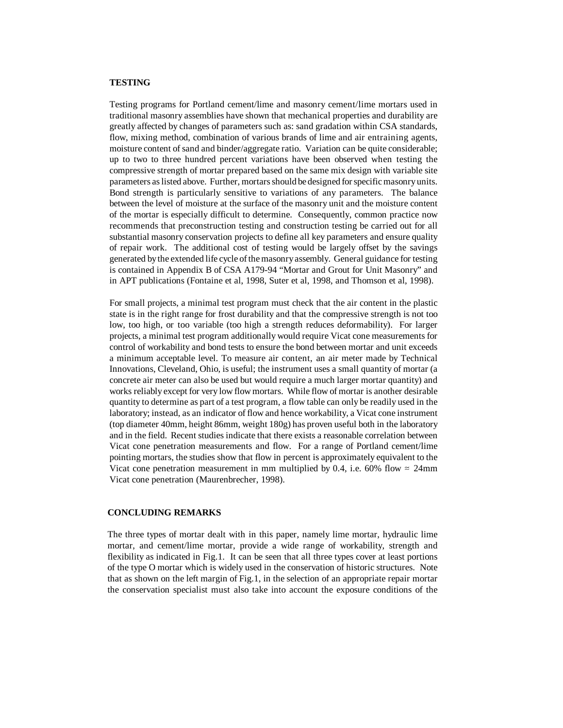## TESTING

Testing programs for Portland cement/lime and masonry cement/lime mortars used in traditional masonry assemblies have shown that mechanical properties and durability are greatly affected by changes of parameters such as: sand gradation within CSA standards, flow, mixing method, combination of various brands of lime and air entraining agents, moisture content of sand and binder/aggregate ratio. Variation can be quite considerable; up to two to three hundred percent variations have been observed when testing the compressive strength of mortar prepared based on the same mix design with variable site parameters as listed above. Further, mortars should be designed for specific masonry units. Bond strength is particularly sensitive to variations of any parameters. The balance between the level of moisture at the surface of the masonry unit and the moisture content of the mortar is especially difficult to determine. Consequently, common practice now recommends that preconstruction testing and construction testing be carried out for all substantial masonry conservation projects to define all key parameters and ensure quality of repair work. The additional cost of testing would be largely offset by the savings generated by the extended life cycle of the masonry assembly. General guidance for testing is contained in Appendix B of CSA A179-94 "Mortar and Grout for Unit Masonry" and in APT publications (Fontaine et al, 1998, Suter et al, 1998, and Thomson et al, 1998).

For small projects, a minimal test program must check that the air content in the plastic state is in the right range for frost durability and that the compressive strength is not too low, too high, or too variable (too high a strength reduces deformability). For larger projects, a minimal test program additionally would require Vicat cone measurements for control of workability and bond tests to ensure the bond between mortar and unit exceeds a minimum acceptable level. To measure air content, an air meter made by Technical Innovations, Cleveland, Ohio, is useful; the instrument uses a small quantity of mortar (a concrete air meter can also be used but would require a much larger mortar quantity) and works reliably except for very low flow mortars. While flow of mortar is another desirable quantity to determine as part of a test program, a flow table can only be readily used in the laboratory; instead, as an indicator of flow and hence workability, a Vicat cone instrument (top diameter 40mm, height 86mm, weight 180g) has proven useful both in the laboratory and in the field. Recent studies indicate that there exists a reasonable correlation between Vicat cone penetration measurements and flow. For a range of Portland cement/lime pointing mortars, the studies show that flow in percent is approximately equivalent to the Vicat cone penetration measurement in mm multiplied by 0.4, i.e. 60% flow $\approx$ 24mm Vicat cone penetration (Maurenbrecher, 1998).

## CONCLUDING REMARKS

The three types of mortar dealt with in this paper, namely lime mortar, hydraulic lime mortar, and cement/lime mortar, provide a wide range of workability, strength and flexibility as indicated in Fig.1. It can be seen that all three types cover at least portions of the type O mortar which is widely used in the conservation of historic structures. Note that as shown on the left margin of Fig.1, in the selection of an appropriate repair mortar the conservation specialist must also take into account the exposure conditions of the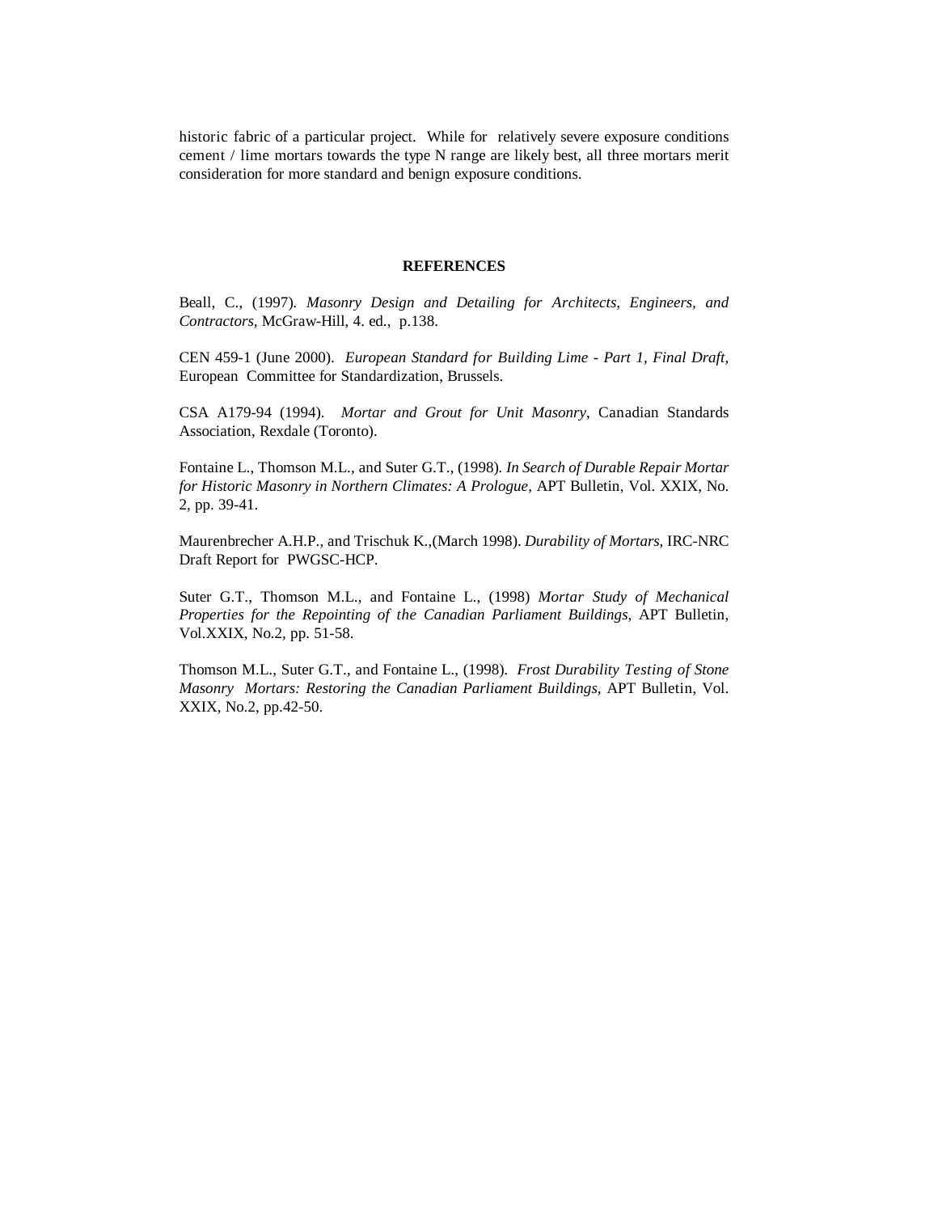historic fabric of a particular project. While for relatively severe exposure conditions cement / lime mortars towards the type N range are likely best, all three mortars merit consideration for more standard and benign exposure conditions.

## REFERENCES

Beall, C., (1997). *Masonry Design and Detailing for Architects, Engineers, and Contractors,* McGraw-Hill, 4. ed., p.138.

CEN 459-1 (June 2000). *European Standard for Building Lime - Part 1, Final Draft,* European Committee for Standardization, Brussels.

CSA A179-94 (1994). *Mortar and Grout for Unit Masonry,* Canadian Standards Association, Rexdale (Toronto).

Fontaine L., Thomson M.L., and Suter G.T., (1998). *In Search of Durable Repair Mortar for Historic Masonry in Northern Climates: A Prologue,* APT Bulletin, Vol. XXIX, No. 2, pp. 39-41.

Maurenbrecher A.H.P., and Trischuk K.,(March 1998). *Durability of Mortars,* IRC-NRC Draft Report for PWGSC-HCP.

Suter G.T., Thomson M.L., and Fontaine L., (1998) *Mortar Study of Mechanical Properties for the Repointing of the Canadian Parliament Buildings,* APT Bulletin, Vol.XXIX, No.2, pp. 51-58.

Thomson M.L., Suter G.T., and Fontaine L., (1998). *Frost Durability Testing of Stone Masonry Mortars: Restoring the Canadian Parliament Buildings,* APT Bulletin, Vol. XXIX, No.2, pp.42-50.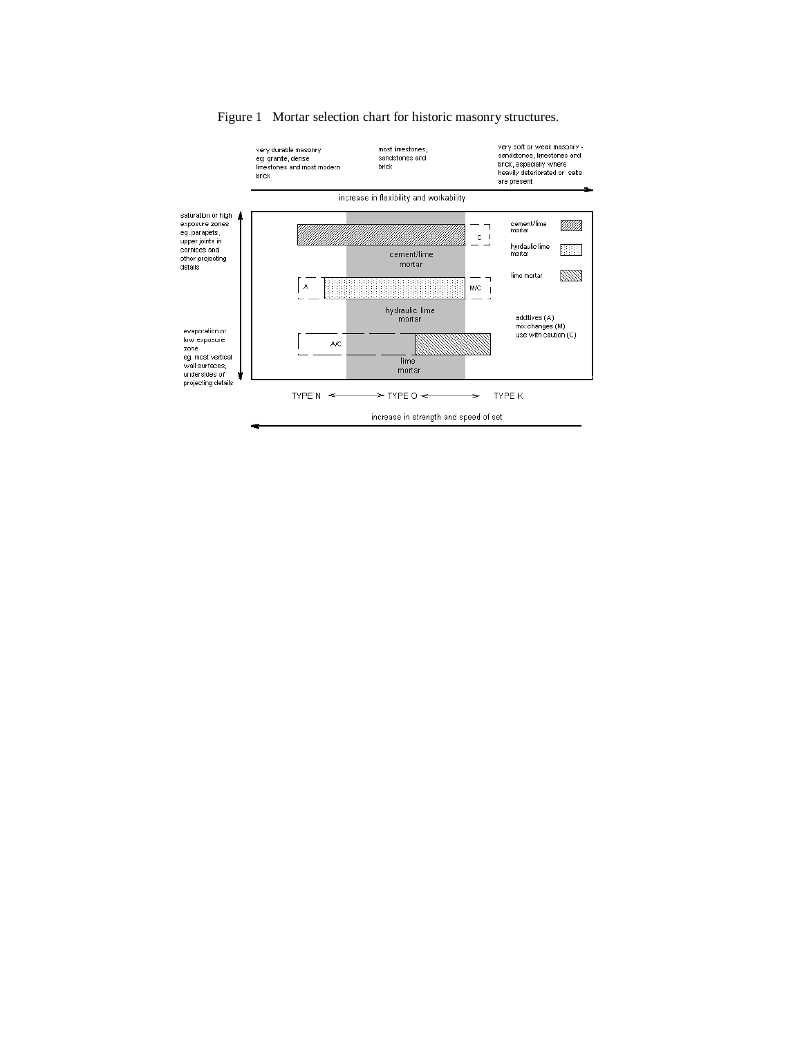Figure 1 Mortar selection chart for historic masonry structures.

very durable masonry
eg. granite, dense
limestones and most modern
brick

most limestones,
sandstones and
brick

very soft or weak masonry -
sandstones, limestones and
brick, especially where
heavily deteriorated or salts
are present

increase in flexibility and workability

saturation or high
exposure zones
eg. parapets,
upper joints in
cornices and
other projecting
details

evaporation or
low exposure
zone
eg. most vertical
wall surfaces,
undersides of
projecting details

C

cement/lime
mortar

A

M/C

hydraulic lime
mortar

A/C

lime
mortar

cement/lime
mortar

hydraulic lime
mortar

lime mortar

additives (A)
mix changes (M)
use with caution (C)

TYPE N ← → TYPE O ← → TYPE K

increase in strength and speed of set